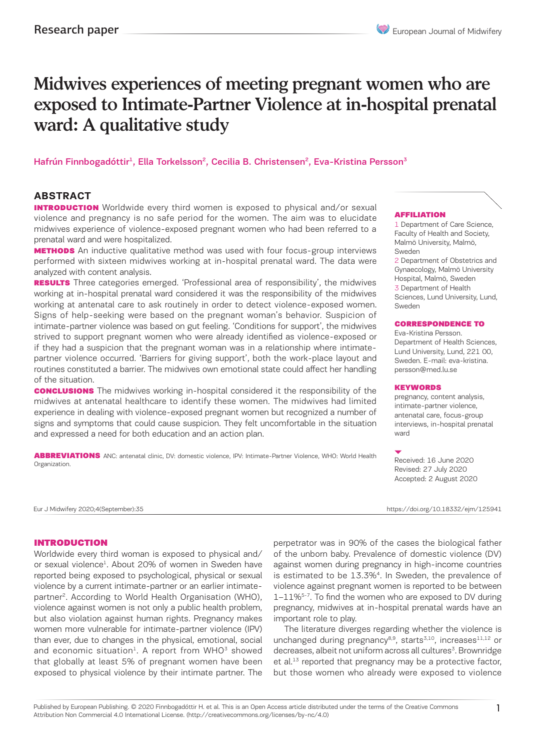Research paper

# Midwives experiences of meeting pregnant women who are exposed to Intimate-Partner Violence at in-hospital prenatal ward: A qualitative study

Hafrún Finnbogadóttir[1], Ella Torkelsson[2], Cecilia B. Christensen[2], Eva-Kristina Persson[3]

## ABSTRACT

**INTRODUCTION** Worldwide every third women is exposed to physical and/or sexual violence and pregnancy is no safe period for the women. The aim was to elucidate midwives experience of violence-exposed pregnant women who had been referred to a prenatal ward and were hospitalized.

**METHODS** An inductive qualitative method was used with four focus-group interviews performed with sixteen midwives working at in-hospital prenatal ward. The data were analyzed with content analysis.

**RESULTS** Three categories emerged. 'Professional area of responsibility', the midwives working at in-hospital prenatal ward considered it was the responsibility of the midwives working at antenatal care to ask routinely in order to detect violence-exposed women. Signs of help-seeking were based on the pregnant woman's behavior. Suspicion of intimate-partner violence was based on gut feeling. 'Conditions for support', the midwives strived to support pregnant women who were already identified as violence-exposed or if they had a suspicion that the pregnant woman was in a relationship where intimate-partner violence occurred. 'Barriers for giving support', both the work-place layout and routines constituted a barrier. The midwives own emotional state could affect her handling of the situation.

**CONCLUSIONS** The midwives working in-hospital considered it the responsibility of the midwives at antenatal healthcare to identify these women. The midwives had limited experience in dealing with violence-exposed pregnant women but recognized a number of signs and symptoms that could cause suspicion. They felt uncomfortable in the situation and expressed a need for both education and an action plan.

**ABBREVIATIONS** ANC: antenatal clinic, DV: domestic violence, IPV: Intimate-Partner Violence, WHO: World Health Organization.

**AFFILIATION**
1 Department of Care Science, Faculty of Health and Society, Malmö University, Malmö, Sweden
2 Department of Obstetrics and Gynaecology, Malmö University Hospital, Malmö, Sweden
3 Department of Health Sciences, Lund University, Lund, Sweden

**CORRESPONDENCE TO**
Eva-Kristina Persson. Department of Health Sciences, Lund University, Lund, 221 00, Sweden. E-mail: eva-kristina.persson@med.lu.se

**KEYWORDS**
pregnancy, content analysis, intimate-partner violence, antenatal care, focus-group interviews, in-hospital prenatal ward

Received: 16 June 2020
Revised: 27 July 2020
Accepted: 2 August 2020

Eur J Midwifery 2020;4(September):35 https://doi.org/10.18332/ejm/125941

## INTRODUCTION

Worldwide every third woman is exposed to physical and/or sexual violence[1]. About 20% of women in Sweden have reported being exposed to psychological, physical or sexual violence by a current intimate-partner or an earlier intimate-partner[2]. According to World Health Organisation (WHO), violence against women is not only a public health problem, but also violation against human rights. Pregnancy makes women more vulnerable for intimate-partner violence (IPV) than ever, due to changes in the physical, emotional, social and economic situation[1]. A report from WHO[3] showed that globally at least 5% of pregnant women have been exposed to physical violence by their intimate partner. The perpetrator was in 90% of the cases the biological father of the unborn baby. Prevalence of domestic violence (DV) against women during pregnancy in high-income countries is estimated to be 13.3%[4]. In Sweden, the prevalence of violence against pregnant women is reported to be between 1–11%[5-7]. To find the women who are exposed to DV during pregnancy, midwives at in-hospital prenatal wards have an important role to play.

The literature diverges regarding whether the violence is unchanged during pregnancy[8,9], starts[3,10], increases[11,12] or decreases, albeit not uniform across all cultures[3]. Brownridge et al.[13] reported that pregnancy may be a protective factor, but those women who already were exposed to violence

Published by European Publishing. © 2020 Finnbogadóttir H. et al. This is an Open Access article distributed under the terms of the Creative Commons Attribution Non Commercial 4.0 International License. (http://creativecommons.org/licenses/by-nc/4.0)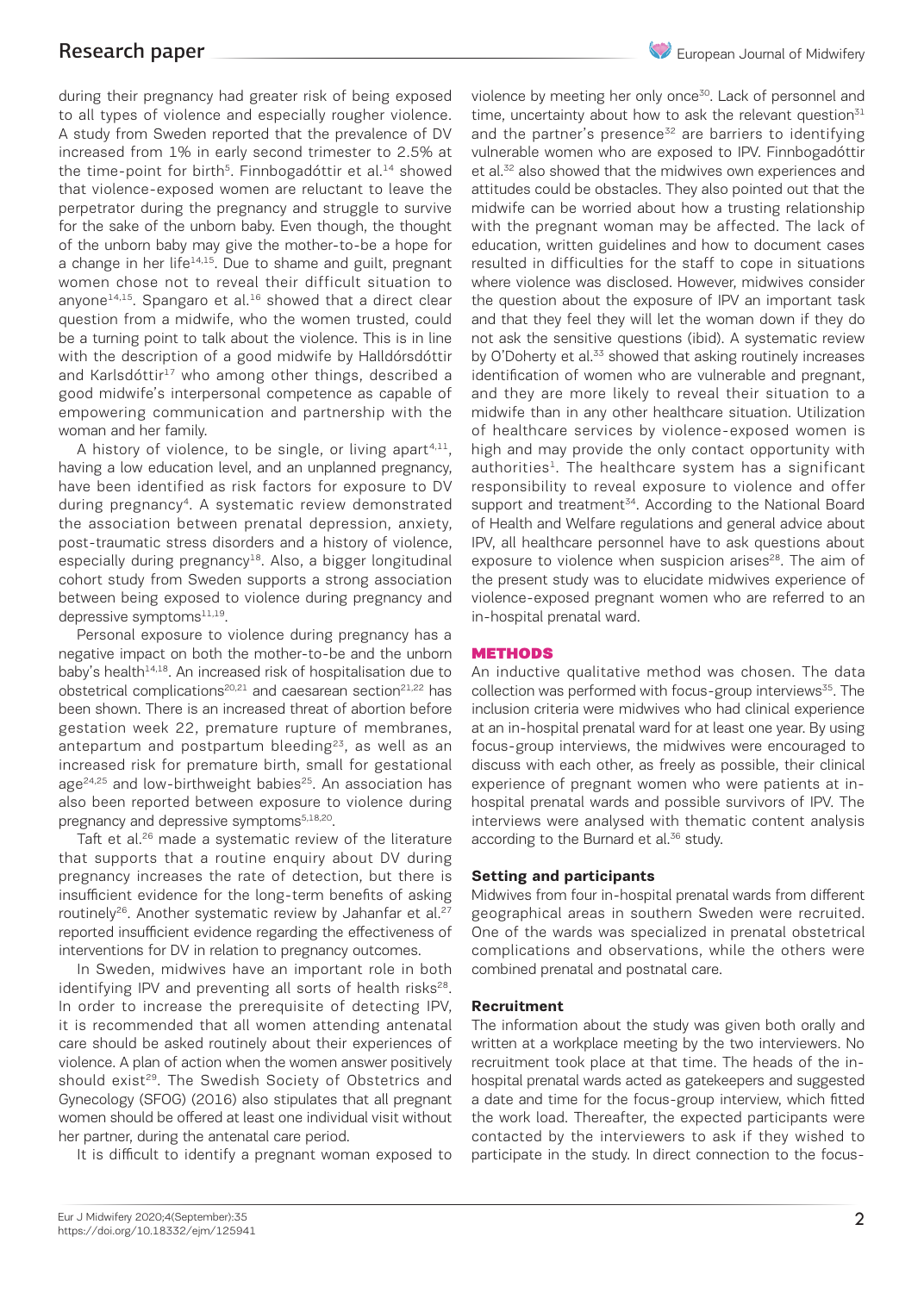during their pregnancy had greater risk of being exposed to all types of violence and especially rougher violence. A study from Sweden reported that the prevalence of DV increased from 1% in early second trimester to 2.5% at the time-point for birth[5]. Finnbogadóttir et al.[14] showed that violence-exposed women are reluctant to leave the perpetrator during the pregnancy and struggle to survive for the sake of the unborn baby. Even though, the thought of the unborn baby may give the mother-to-be a hope for a change in her life[14,15]. Due to shame and guilt, pregnant women chose not to reveal their difficult situation to anyone[14,15]. Spangaro et al.[16] showed that a direct clear question from a midwife, who the women trusted, could be a turning point to talk about the violence. This is in line with the description of a good midwife by Halldórsdóttir and Karlsdóttir[17] who among other things, described a good midwife's interpersonal competence as capable of empowering communication and partnership with the woman and her family.

A history of violence, to be single, or living apart[4,11], having a low education level, and an unplanned pregnancy, have been identified as risk factors for exposure to DV during pregnancy[4]. A systematic review demonstrated the association between prenatal depression, anxiety, post-traumatic stress disorders and a history of violence, especially during pregnancy[18]. Also, a bigger longitudinal cohort study from Sweden supports a strong association between being exposed to violence during pregnancy and depressive symptoms[11,19].

Personal exposure to violence during pregnancy has a negative impact on both the mother-to-be and the unborn baby's health[14,18]. An increased risk of hospitalisation due to obstetrical complications[20,21] and caesarean section[21,22] has been shown. There is an increased threat of abortion before gestation week 22, premature rupture of membranes, antepartum and postpartum bleeding[23], as well as an increased risk for premature birth, small for gestational age[24,25] and low-birthweight babies[25]. An association has also been reported between exposure to violence during pregnancy and depressive symptoms[5,18,20].

Taft et al.[26] made a systematic review of the literature that supports that a routine enquiry about DV during pregnancy increases the rate of detection, but there is insufficient evidence for the long-term benefits of asking routinely[26]. Another systematic review by Jahanfar et al.[27] reported insufficient evidence regarding the effectiveness of interventions for DV in relation to pregnancy outcomes.

In Sweden, midwives have an important role in both identifying IPV and preventing all sorts of health risks[28]. In order to increase the prerequisite of detecting IPV, it is recommended that all women attending antenatal care should be asked routinely about their experiences of violence. A plan of action when the women answer positively should exist[29]. The Swedish Society of Obstetrics and Gynecology (SFOG) (2016) also stipulates that all pregnant women should be offered at least one individual visit without her partner, during the antenatal care period.

It is difficult to identify a pregnant woman exposed to violence by meeting her only once[30]. Lack of personnel and time, uncertainty about how to ask the relevant question[31] and the partner's presence[32] are barriers to identifying vulnerable women who are exposed to IPV. Finnbogadóttir et al.[32] also showed that the midwives own experiences and attitudes could be obstacles. They also pointed out that the midwife can be worried about how a trusting relationship with the pregnant woman may be affected. The lack of education, written guidelines and how to document cases resulted in difficulties for the staff to cope in situations where violence was disclosed. However, midwives consider the question about the exposure of IPV an important task and that they feel they will let the woman down if they do not ask the sensitive questions (ibid). A systematic review by O'Doherty et al.[33] showed that asking routinely increases identification of women who are vulnerable and pregnant, and they are more likely to reveal their situation to a midwife than in any other healthcare situation. Utilization of healthcare services by violence-exposed women is high and may provide the only contact opportunity with authorities[1]. The healthcare system has a significant responsibility to reveal exposure to violence and offer support and treatment[34]. According to the National Board of Health and Welfare regulations and general advice about IPV, all healthcare personnel have to ask questions about exposure to violence when suspicion arises[28]. The aim of the present study was to elucidate midwives experience of violence-exposed pregnant women who are referred to an in-hospital prenatal ward.

## METHODS

An inductive qualitative method was chosen. The data collection was performed with focus-group interviews[35]. The inclusion criteria were midwives who had clinical experience at an in-hospital prenatal ward for at least one year. By using focus-group interviews, the midwives were encouraged to discuss with each other, as freely as possible, their clinical experience of pregnant women who were patients at in-hospital prenatal wards and possible survivors of IPV. The interviews were analysed with thematic content analysis according to the Burnard et al.[36] study.

### Setting and participants

Midwives from four in-hospital prenatal wards from different geographical areas in southern Sweden were recruited. One of the wards was specialized in prenatal obstetrical complications and observations, while the others were combined prenatal and postnatal care.

### Recruitment

The information about the study was given both orally and written at a workplace meeting by the two interviewers. No recruitment took place at that time. The heads of the in-hospital prenatal wards acted as gatekeepers and suggested a date and time for the focus-group interview, which fitted the work load. Thereafter, the expected participants were contacted by the interviewers to ask if they wished to participate in the study. In direct connection to the focus-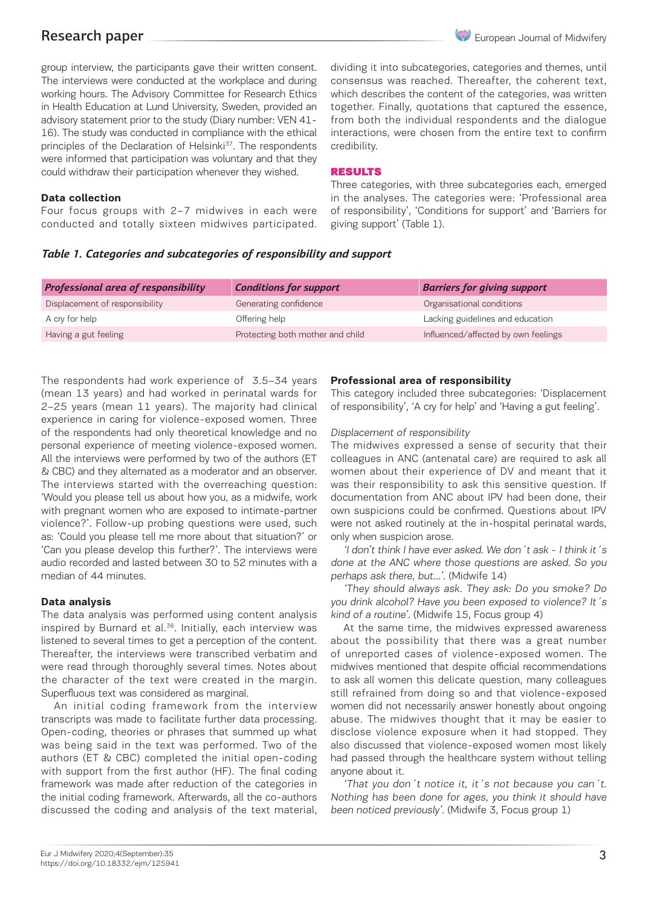group interview, the participants gave their written consent. The interviews were conducted at the workplace and during working hours. The Advisory Committee for Research Ethics in Health Education at Lund University, Sweden, provided an advisory statement prior to the study (Diary number: VEN 41-16). The study was conducted in compliance with the ethical principles of the Declaration of Helsinki[37]. The respondents were informed that participation was voluntary and that they could withdraw their participation whenever they wished.

### Data collection

Four focus groups with 2–7 midwives in each were conducted and totally sixteen midwives participated. The respondents had work experience of 3.5–34 years (mean 13 years) and had worked in perinatal wards for 2–25 years (mean 11 years). The majority had clinical experience in caring for violence-exposed women. Three of the respondents had only theoretical knowledge and no personal experience of meeting violence-exposed women. All the interviews were performed by two of the authors (ET & CBC) and they alternated as a moderator and an observer. The interviews started with the overreaching question: 'Would you please tell us about how you, as a midwife, work with pregnant women who are exposed to intimate-partner violence?'. Follow-up probing questions were used, such as: 'Could you please tell me more about that situation?' or 'Can you please develop this further?'. The interviews were audio recorded and lasted between 30 to 52 minutes with a median of 44 minutes.

### Data analysis

The data analysis was performed using content analysis inspired by Burnard et al.[36]. Initially, each interview was listened to several times to get a perception of the content. Thereafter, the interviews were transcribed verbatim and were read through thoroughly several times. Notes about the character of the text were created in the margin. Superfluous text was considered as marginal.

An initial coding framework from the interview transcripts was made to facilitate further data processing. Open-coding, theories or phrases that summed up what was being said in the text was performed. Two of the authors (ET & CBC) completed the initial open-coding with support from the first author (HF). The final coding framework was made after reduction of the categories in the initial coding framework. Afterwards, all the co-authors discussed the coding and analysis of the text material, dividing it into subcategories, categories and themes, until consensus was reached. Thereafter, the coherent text, which describes the content of the categories, was written together. Finally, quotations that captured the essence, from both the individual respondents and the dialogue interactions, were chosen from the entire text to confirm credibility.

## RESULTS

Three categories, with three subcategories each, emerged in the analyses. The categories were: 'Professional area of responsibility', 'Conditions for support' and 'Barriers for giving support' (Table 1).

***Table 1. Categories and subcategories of responsibility and support***

| *Professional area of responsibility* | *Conditions for support* | *Barriers for giving support* |
|---|---|---|
| Displacement of responsibility | Generating confidence | Organisational conditions |
| A cry for help | Offering help | Lacking guidelines and education |
| Having a gut feeling | Protecting both mother and child | Influenced/affected by own feelings |

### Professional area of responsibility

This category included three subcategories: 'Displacement of responsibility', 'A cry for help' and 'Having a gut feeling'.

*Displacement of responsibility*

The midwives expressed a sense of security that their colleagues in ANC (antenatal care) are required to ask all women about their experience of DV and meant that it was their responsibility to ask this sensitive question. If documentation from ANC about IPV had been done, their own suspicions could be confirmed. Questions about IPV were not asked routinely at the in-hospital perinatal wards, only when suspicion arose.

*'I don´t think I have ever asked. We don´t ask - I think it´s done at the ANC where those questions are asked. So you perhaps ask there, but…'.* (Midwife 14)

*'They should always ask. They ask: Do you smoke? Do you drink alcohol? Have you been exposed to violence? It´s kind of a routine'.* (Midwife 15, Focus group 4)

At the same time, the midwives expressed awareness about the possibility that there was a great number of unreported cases of violence-exposed women. The midwives mentioned that despite official recommendations to ask all women this delicate question, many colleagues still refrained from doing so and that violence-exposed women did not necessarily answer honestly about ongoing abuse. The midwives thought that it may be easier to disclose violence exposure when it had stopped. They also discussed that violence-exposed women most likely had passed through the healthcare system without telling anyone about it.

*'That you don´t notice it, it´s not because you can´t. Nothing has been done for ages, you think it should have been noticed previously'.* (Midwife 3, Focus group 1)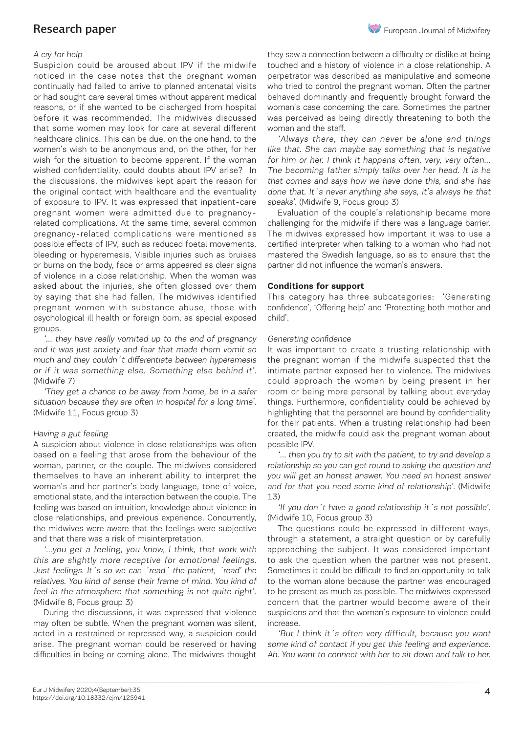*A cry for help*

Suspicion could be aroused about IPV if the midwife noticed in the case notes that the pregnant woman continually had failed to arrive to planned antenatal visits or had sought care several times without apparent medical reasons, or if she wanted to be discharged from hospital before it was recommended. The midwives discussed that some women may look for care at several different healthcare clinics. This can be due, on the one hand, to the women's wish to be anonymous and, on the other, for her wish for the situation to become apparent. If the woman wished confidentiality, could doubts about IPV arise? In the discussions, the midwives kept apart the reason for the original contact with healthcare and the eventuality of exposure to IPV. It was expressed that inpatient-care pregnant women were admitted due to pregnancy-related complications. At the same time, several common pregnancy-related complications were mentioned as possible effects of IPV, such as reduced foetal movements, bleeding or hyperemesis. Visible injuries such as bruises or burns on the body, face or arms appeared as clear signs of violence in a close relationship. When the woman was asked about the injuries, she often glossed over them by saying that she had fallen. The midwives identified pregnant women with substance abuse, those with psychological ill health or foreign born, as special exposed groups.

*'… they have really vomited up to the end of pregnancy and it was just anxiety and fear that made them vomit so much and they couldn´t differentiate between hyperemesis or if it was something else. Something else behind it'*. (Midwife 7)

*'They get a chance to be away from home, be in a safer situation because they are often in hospital for a long time'*. (Midwife 11, Focus group 3)

*Having a gut feeling*

A suspicion about violence in close relationships was often based on a feeling that arose from the behaviour of the woman, partner, or the couple. The midwives considered themselves to have an inherent ability to interpret the woman's and her partner's body language, tone of voice, emotional state, and the interaction between the couple. The feeling was based on intuition, knowledge about violence in close relationships, and previous experience. Concurrently, the midwives were aware that the feelings were subjective and that there was a risk of misinterpretation.

*'…you get a feeling, you know, I think, that work with this are slightly more receptive for emotional feelings. Just feelings. It´s so we can ´read´ the patient, ´read' the relatives. You kind of sense their frame of mind. You kind of feel in the atmosphere that something is not quite right'*. (Midwife 8, Focus group 3)

During the discussions, it was expressed that violence may often be subtle. When the pregnant woman was silent, acted in a restrained or repressed way, a suspicion could arise. The pregnant woman could be reserved or having difficulties in being or coming alone. The midwives thought they saw a connection between a difficulty or dislike at being touched and a history of violence in a close relationship. A perpetrator was described as manipulative and someone who tried to control the pregnant woman. Often the partner behaved dominantly and frequently brought forward the woman's case concerning the care. Sometimes the partner was perceived as being directly threatening to both the woman and the staff.

*'Always there, they can never be alone and things like that. She can maybe say something that is negative for him or her. I think it happens often, very, very often… The becoming father simply talks over her head. It is he that comes and says how we have done this, and she has done that. It´s never anything she says, it's always he that speaks'*. (Midwife 9, Focus group 3)

Evaluation of the couple's relationship became more challenging for the midwife if there was a language barrier. The midwives expressed how important it was to use a certified interpreter when talking to a woman who had not mastered the Swedish language, so as to ensure that the partner did not influence the woman's answers.

**Conditions for support**

This category has three subcategories: 'Generating confidence', 'Offering help' and 'Protecting both mother and child'.

*Generating confidence*

It was important to create a trusting relationship with the pregnant woman if the midwife suspected that the intimate partner exposed her to violence. The midwives could approach the woman by being present in her room or being more personal by talking about everyday things. Furthermore, confidentiality could be achieved by highlighting that the personnel are bound by confidentiality for their patients. When a trusting relationship had been created, the midwife could ask the pregnant woman about possible IPV.

*'… then you try to sit with the patient, to try and develop a relationship so you can get round to asking the question and you will get an honest answer. You need an honest answer and for that you need some kind of relationship'*. (Midwife 13)

*'If you don´t have a good relationship it´s not possible'*. (Midwife 10, Focus group 3)

The questions could be expressed in different ways, through a statement, a straight question or by carefully approaching the subject. It was considered important to ask the question when the partner was not present. Sometimes it could be difficult to find an opportunity to talk to the woman alone because the partner was encouraged to be present as much as possible. The midwives expressed concern that the partner would become aware of their suspicions and that the woman's exposure to violence could increase.

*'But I think it´s often very difficult, because you want some kind of contact if you get this feeling and experience. Ah. You want to connect with her to sit down and talk to her.*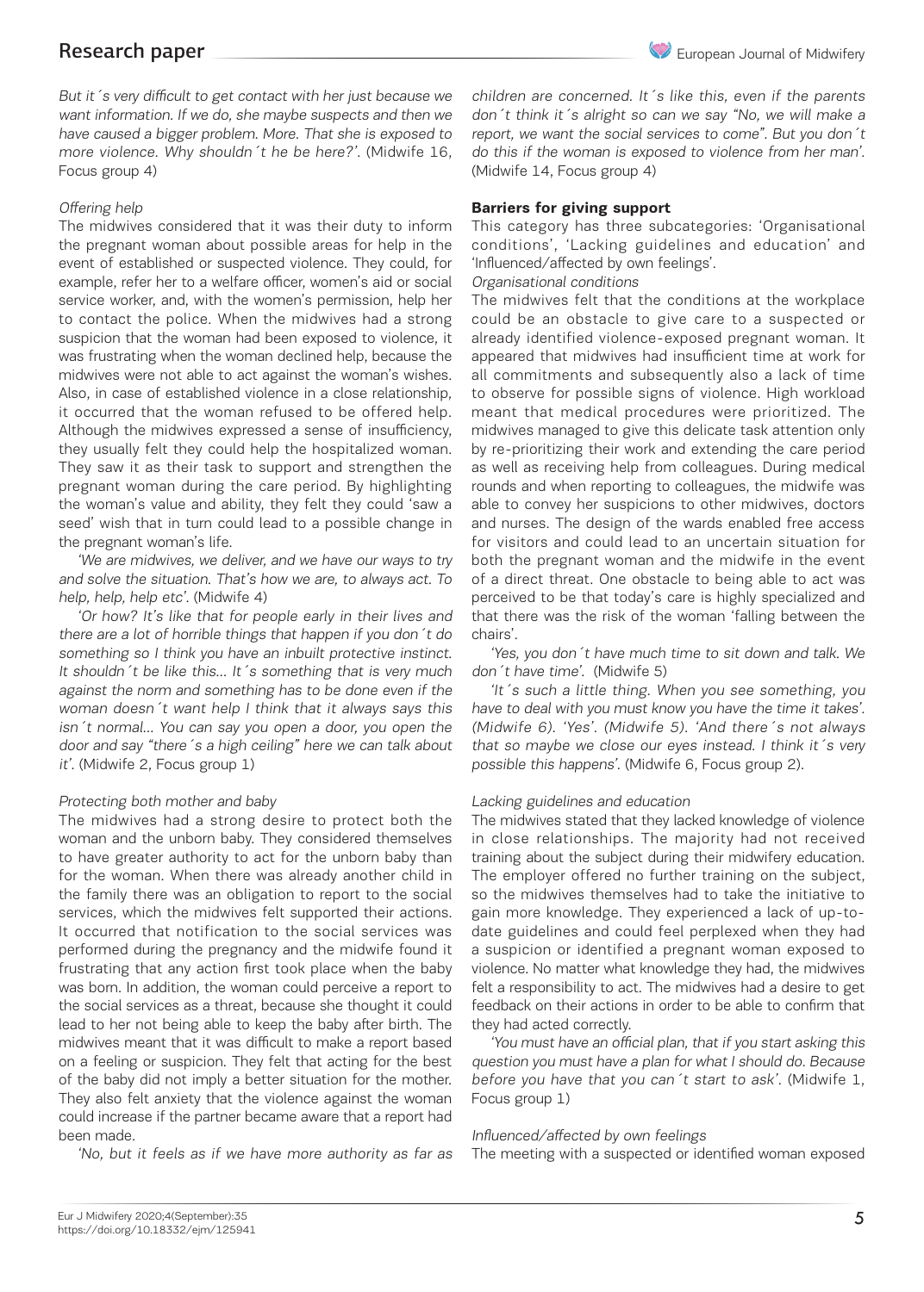*But it´s very difficult to get contact with her just because we want information. If we do, she maybe suspects and then we have caused a bigger problem. More. That she is exposed to more violence. Why shouldn´t he be here?'.* (Midwife 16, Focus group 4)

*Offering help*

The midwives considered that it was their duty to inform the pregnant woman about possible areas for help in the event of established or suspected violence. They could, for example, refer her to a welfare officer, women's aid or social service worker, and, with the women's permission, help her to contact the police. When the midwives had a strong suspicion that the woman had been exposed to violence, it was frustrating when the woman declined help, because the midwives were not able to act against the woman's wishes. Also, in case of established violence in a close relationship, it occurred that the woman refused to be offered help. Although the midwives expressed a sense of insufficiency, they usually felt they could help the hospitalized woman. They saw it as their task to support and strengthen the pregnant woman during the care period. By highlighting the woman's value and ability, they felt they could 'saw a seed' wish that in turn could lead to a possible change in the pregnant woman's life.

*'We are midwives, we deliver, and we have our ways to try and solve the situation. That's how we are, to always act. To help, help, help etc'.* (Midwife 4)

*'Or how? It's like that for people early in their lives and there are a lot of horrible things that happen if you don´t do something so I think you have an inbuilt protective instinct. It shouldn´t be like this... It´s something that is very much against the norm and something has to be done even if the woman doesn´t want help I think that it always says this isn´t normal... You can say you open a door, you open the door and say "there´s a high ceiling" here we can talk about it'.* (Midwife 2, Focus group 1)

*Protecting both mother and baby*

The midwives had a strong desire to protect both the woman and the unborn baby. They considered themselves to have greater authority to act for the unborn baby than for the woman. When there was already another child in the family there was an obligation to report to the social services, which the midwives felt supported their actions. It occurred that notification to the social services was performed during the pregnancy and the midwife found it frustrating that any action first took place when the baby was born. In addition, the woman could perceive a report to the social services as a threat, because she thought it could lead to her not being able to keep the baby after birth. The midwives meant that it was difficult to make a report based on a feeling or suspicion. They felt that acting for the best of the baby did not imply a better situation for the mother. They also felt anxiety that the violence against the woman could increase if the partner became aware that a report had been made.

*'No, but it feels as if we have more authority as far as children are concerned. It´s like this, even if the parents don´t think it´s alright so can we say "No, we will make a report, we want the social services to come". But you don´t do this if the woman is exposed to violence from her man'.* (Midwife 14, Focus group 4)

**Barriers for giving support**

This category has three subcategories: 'Organisational conditions', 'Lacking guidelines and education' and 'Influenced/affected by own feelings'.

*Organisational conditions*

The midwives felt that the conditions at the workplace could be an obstacle to give care to a suspected or already identified violence-exposed pregnant woman. It appeared that midwives had insufficient time at work for all commitments and subsequently also a lack of time to observe for possible signs of violence. High workload meant that medical procedures were prioritized. The midwives managed to give this delicate task attention only by re-prioritizing their work and extending the care period as well as receiving help from colleagues. During medical rounds and when reporting to colleagues, the midwife was able to convey her suspicions to other midwives, doctors and nurses. The design of the wards enabled free access for visitors and could lead to an uncertain situation for both the pregnant woman and the midwife in the event of a direct threat. One obstacle to being able to act was perceived to be that today's care is highly specialized and that there was the risk of the woman 'falling between the chairs'.

*'Yes, you don´t have much time to sit down and talk. We don´t have time'.* (Midwife 5)

*'It´s such a little thing. When you see something, you have to deal with you must know you have the time it takes'. (Midwife 6). 'Yes'. (Midwife 5). 'And there´s not always that so maybe we close our eyes instead. I think it´s very possible this happens'.* (Midwife 6, Focus group 2).

*Lacking guidelines and education*

The midwives stated that they lacked knowledge of violence in close relationships. The majority had not received training about the subject during their midwifery education. The employer offered no further training on the subject, so the midwives themselves had to take the initiative to gain more knowledge. They experienced a lack of up-to-date guidelines and could feel perplexed when they had a suspicion or identified a pregnant woman exposed to violence. No matter what knowledge they had, the midwives felt a responsibility to act. The midwives had a desire to get feedback on their actions in order to be able to confirm that they had acted correctly.

*'You must have an official plan, that if you start asking this question you must have a plan for what I should do. Because before you have that you can´t start to ask'.* (Midwife 1, Focus group 1)

*Influenced/affected by own feelings*

The meeting with a suspected or identified woman exposed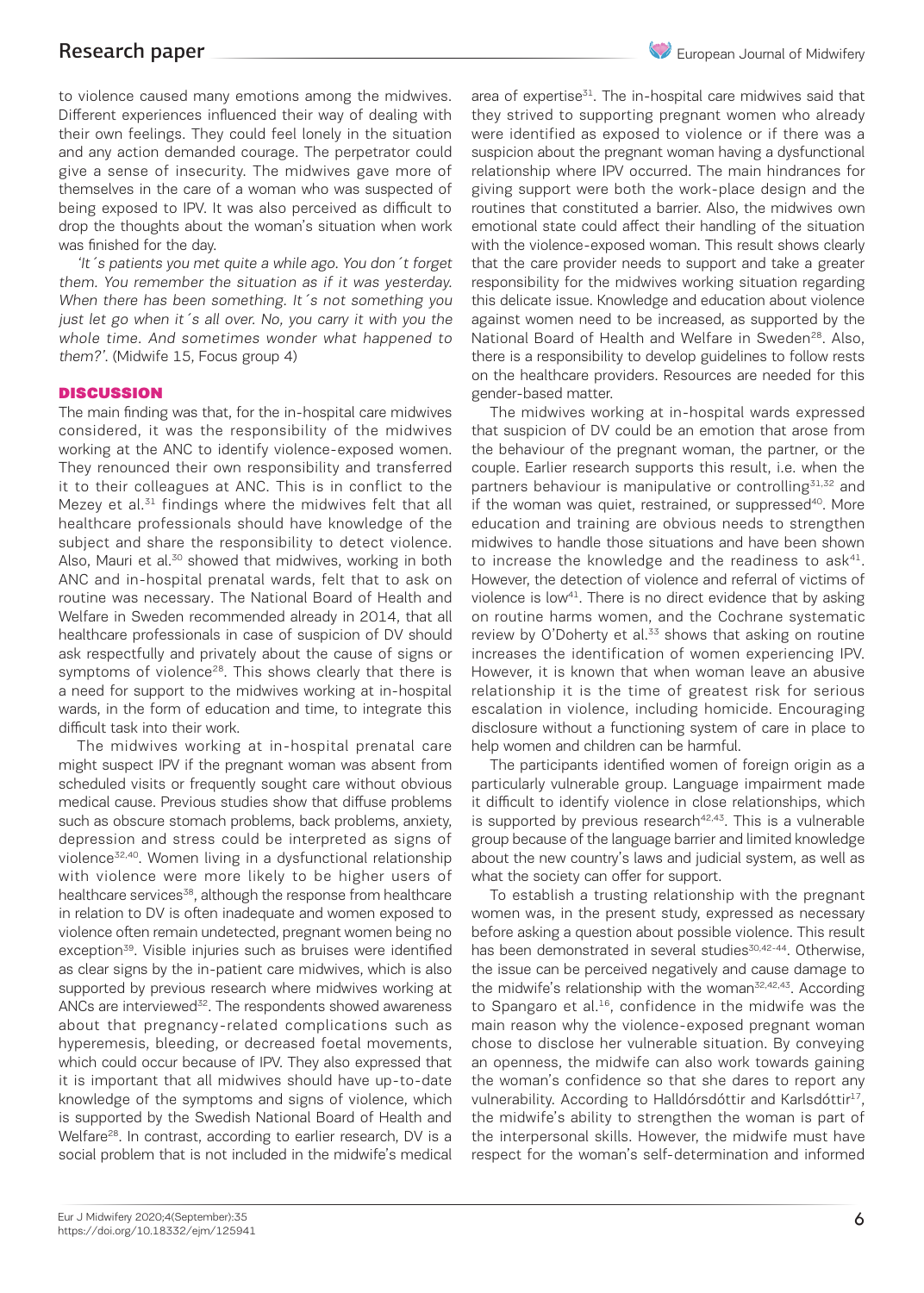to violence caused many emotions among the midwives. Different experiences influenced their way of dealing with their own feelings. They could feel lonely in the situation and any action demanded courage. The perpetrator could give a sense of insecurity. The midwives gave more of themselves in the care of a woman who was suspected of being exposed to IPV. It was also perceived as difficult to drop the thoughts about the woman's situation when work was finished for the day.

*'It´s patients you met quite a while ago. You don´t forget them. You remember the situation as if it was yesterday. When there has been something. It´s not something you just let go when it´s all over. No, you carry it with you the whole time. And sometimes wonder what happened to them?'.* (Midwife 15, Focus group 4)

## DISCUSSION

The main finding was that, for the in-hospital care midwives considered, it was the responsibility of the midwives working at the ANC to identify violence-exposed women. They renounced their own responsibility and transferred it to their colleagues at ANC. This is in conflict to the Mezey et al.[31] findings where the midwives felt that all healthcare professionals should have knowledge of the subject and share the responsibility to detect violence. Also, Mauri et al.[30] showed that midwives, working in both ANC and in-hospital prenatal wards, felt that to ask on routine was necessary. The National Board of Health and Welfare in Sweden recommended already in 2014, that all healthcare professionals in case of suspicion of DV should ask respectfully and privately about the cause of signs or symptoms of violence[28]. This shows clearly that there is a need for support to the midwives working at in-hospital wards, in the form of education and time, to integrate this difficult task into their work.

The midwives working at in-hospital prenatal care might suspect IPV if the pregnant woman was absent from scheduled visits or frequently sought care without obvious medical cause. Previous studies show that diffuse problems such as obscure stomach problems, back problems, anxiety, depression and stress could be interpreted as signs of violence[32,40]. Women living in a dysfunctional relationship with violence were more likely to be higher users of healthcare services[38], although the response from healthcare in relation to DV is often inadequate and women exposed to violence often remain undetected, pregnant women being no exception[39]. Visible injuries such as bruises were identified as clear signs by the in-patient care midwives, which is also supported by previous research where midwives working at ANCs are interviewed[32]. The respondents showed awareness about that pregnancy-related complications such as hyperemesis, bleeding, or decreased foetal movements, which could occur because of IPV. They also expressed that it is important that all midwives should have up-to-date knowledge of the symptoms and signs of violence, which is supported by the Swedish National Board of Health and Welfare[28]. In contrast, according to earlier research, DV is a social problem that is not included in the midwife's medical area of expertise[31]. The in-hospital care midwives said that they strived to supporting pregnant women who already were identified as exposed to violence or if there was a suspicion about the pregnant woman having a dysfunctional relationship where IPV occurred. The main hindrances for giving support were both the work-place design and the routines that constituted a barrier. Also, the midwives own emotional state could affect their handling of the situation with the violence-exposed woman. This result shows clearly that the care provider needs to support and take a greater responsibility for the midwives working situation regarding this delicate issue. Knowledge and education about violence against women need to be increased, as supported by the National Board of Health and Welfare in Sweden[28]. Also, there is a responsibility to develop guidelines to follow rests on the healthcare providers. Resources are needed for this gender-based matter.

The midwives working at in-hospital wards expressed that suspicion of DV could be an emotion that arose from the behaviour of the pregnant woman, the partner, or the couple. Earlier research supports this result, i.e. when the partners behaviour is manipulative or controlling[31,32] and if the woman was quiet, restrained, or suppressed[40]. More education and training are obvious needs to strengthen midwives to handle those situations and have been shown to increase the knowledge and the readiness to ask[41]. However, the detection of violence and referral of victims of violence is low[41]. There is no direct evidence that by asking on routine harms women, and the Cochrane systematic review by O'Doherty et al.[33] shows that asking on routine increases the identification of women experiencing IPV. However, it is known that when woman leave an abusive relationship it is the time of greatest risk for serious escalation in violence, including homicide. Encouraging disclosure without a functioning system of care in place to help women and children can be harmful.

The participants identified women of foreign origin as a particularly vulnerable group. Language impairment made it difficult to identify violence in close relationships, which is supported by previous research[42,43]. This is a vulnerable group because of the language barrier and limited knowledge about the new country's laws and judicial system, as well as what the society can offer for support.

To establish a trusting relationship with the pregnant women was, in the present study, expressed as necessary before asking a question about possible violence. This result has been demonstrated in several studies[30,42-44]. Otherwise, the issue can be perceived negatively and cause damage to the midwife's relationship with the woman[32,42,43]. According to Spangaro et al.[16], confidence in the midwife was the main reason why the violence-exposed pregnant woman chose to disclose her vulnerable situation. By conveying an openness, the midwife can also work towards gaining the woman's confidence so that she dares to report any vulnerability. According to Halldórsdóttir and Karlsdóttir[17], the midwife's ability to strengthen the woman is part of the interpersonal skills. However, the midwife must have respect for the woman's self-determination and informed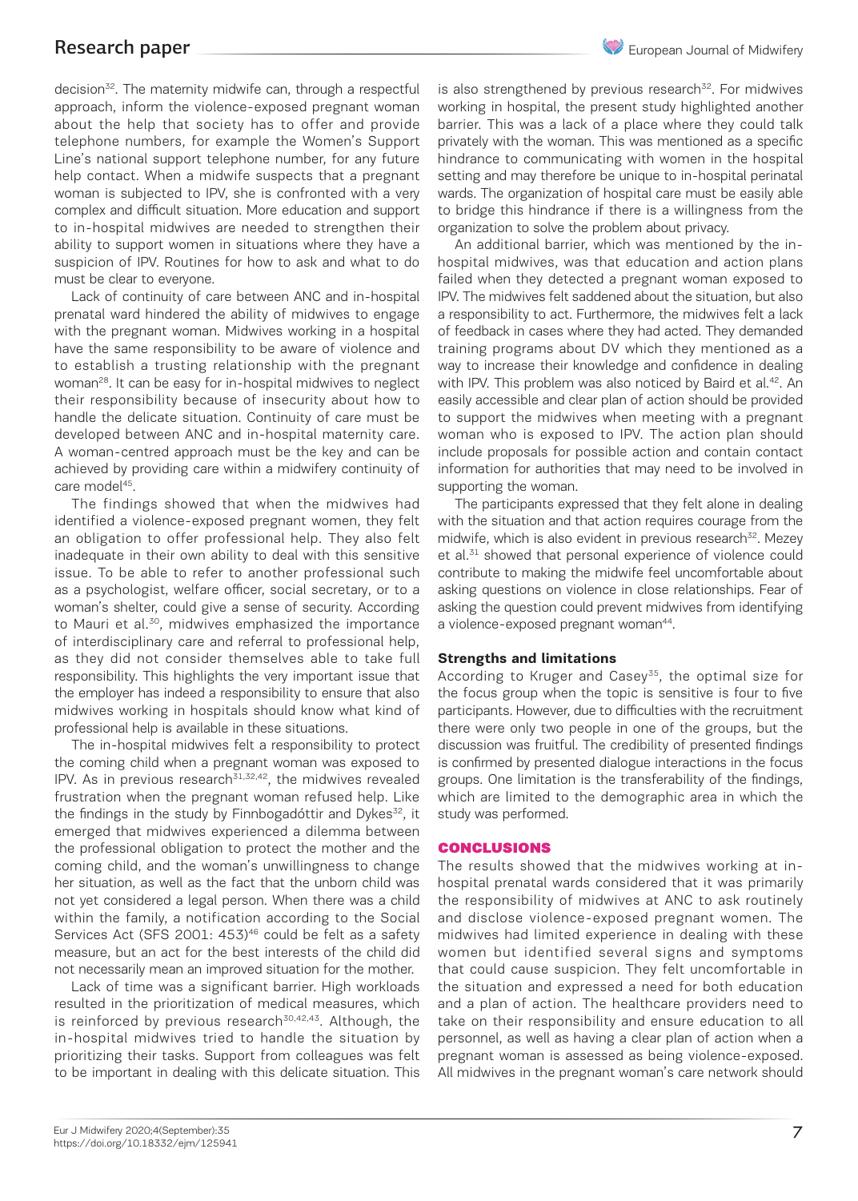decision[32]. The maternity midwife can, through a respectful approach, inform the violence-exposed pregnant woman about the help that society has to offer and provide telephone numbers, for example the Women's Support Line's national support telephone number, for any future help contact. When a midwife suspects that a pregnant woman is subjected to IPV, she is confronted with a very complex and difficult situation. More education and support to in-hospital midwives are needed to strengthen their ability to support women in situations where they have a suspicion of IPV. Routines for how to ask and what to do must be clear to everyone.

Lack of continuity of care between ANC and in-hospital prenatal ward hindered the ability of midwives to engage with the pregnant woman. Midwives working in a hospital have the same responsibility to be aware of violence and to establish a trusting relationship with the pregnant woman[28]. It can be easy for in-hospital midwives to neglect their responsibility because of insecurity about how to handle the delicate situation. Continuity of care must be developed between ANC and in-hospital maternity care. A woman-centred approach must be the key and can be achieved by providing care within a midwifery continuity of care model[45].

The findings showed that when the midwives had identified a violence-exposed pregnant women, they felt an obligation to offer professional help. They also felt inadequate in their own ability to deal with this sensitive issue. To be able to refer to another professional such as a psychologist, welfare officer, social secretary, or to a woman's shelter, could give a sense of security. According to Mauri et al.[30], midwives emphasized the importance of interdisciplinary care and referral to professional help, as they did not consider themselves able to take full responsibility. This highlights the very important issue that the employer has indeed a responsibility to ensure that also midwives working in hospitals should know what kind of professional help is available in these situations.

The in-hospital midwives felt a responsibility to protect the coming child when a pregnant woman was exposed to IPV. As in previous research[31,32,42], the midwives revealed frustration when the pregnant woman refused help. Like the findings in the study by Finnbogadóttir and Dykes[32], it emerged that midwives experienced a dilemma between the professional obligation to protect the mother and the coming child, and the woman's unwillingness to change her situation, as well as the fact that the unborn child was not yet considered a legal person. When there was a child within the family, a notification according to the Social Services Act (SFS 2001: 453)[46] could be felt as a safety measure, but an act for the best interests of the child did not necessarily mean an improved situation for the mother.

Lack of time was a significant barrier. High workloads resulted in the prioritization of medical measures, which is reinforced by previous research[30,42,43]. Although, the in-hospital midwives tried to handle the situation by prioritizing their tasks. Support from colleagues was felt to be important in dealing with this delicate situation. This is also strengthened by previous research[32]. For midwives working in hospital, the present study highlighted another barrier. This was a lack of a place where they could talk privately with the woman. This was mentioned as a specific hindrance to communicating with women in the hospital setting and may therefore be unique to in-hospital perinatal wards. The organization of hospital care must be easily able to bridge this hindrance if there is a willingness from the organization to solve the problem about privacy.

An additional barrier, which was mentioned by the in-hospital midwives, was that education and action plans failed when they detected a pregnant woman exposed to IPV. The midwives felt saddened about the situation, but also a responsibility to act. Furthermore, the midwives felt a lack of feedback in cases where they had acted. They demanded training programs about DV which they mentioned as a way to increase their knowledge and confidence in dealing with IPV. This problem was also noticed by Baird et al.[42]. An easily accessible and clear plan of action should be provided to support the midwives when meeting with a pregnant woman who is exposed to IPV. The action plan should include proposals for possible action and contain contact information for authorities that may need to be involved in supporting the woman.

The participants expressed that they felt alone in dealing with the situation and that action requires courage from the midwife, which is also evident in previous research[32]. Mezey et al.[31] showed that personal experience of violence could contribute to making the midwife feel uncomfortable about asking questions on violence in close relationships. Fear of asking the question could prevent midwives from identifying a violence-exposed pregnant woman[44].

### Strengths and limitations

According to Kruger and Casey[35], the optimal size for the focus group when the topic is sensitive is four to five participants. However, due to difficulties with the recruitment there were only two people in one of the groups, but the discussion was fruitful. The credibility of presented findings is confirmed by presented dialogue interactions in the focus groups. One limitation is the transferability of the findings, which are limited to the demographic area in which the study was performed.

## CONCLUSIONS

The results showed that the midwives working at in-hospital prenatal wards considered that it was primarily the responsibility of midwives at ANC to ask routinely and disclose violence-exposed pregnant women. The midwives had limited experience in dealing with these women but identified several signs and symptoms that could cause suspicion. They felt uncomfortable in the situation and expressed a need for both education and a plan of action. The healthcare providers need to take on their responsibility and ensure education to all personnel, as well as having a clear plan of action when a pregnant woman is assessed as being violence-exposed. All midwives in the pregnant woman's care network should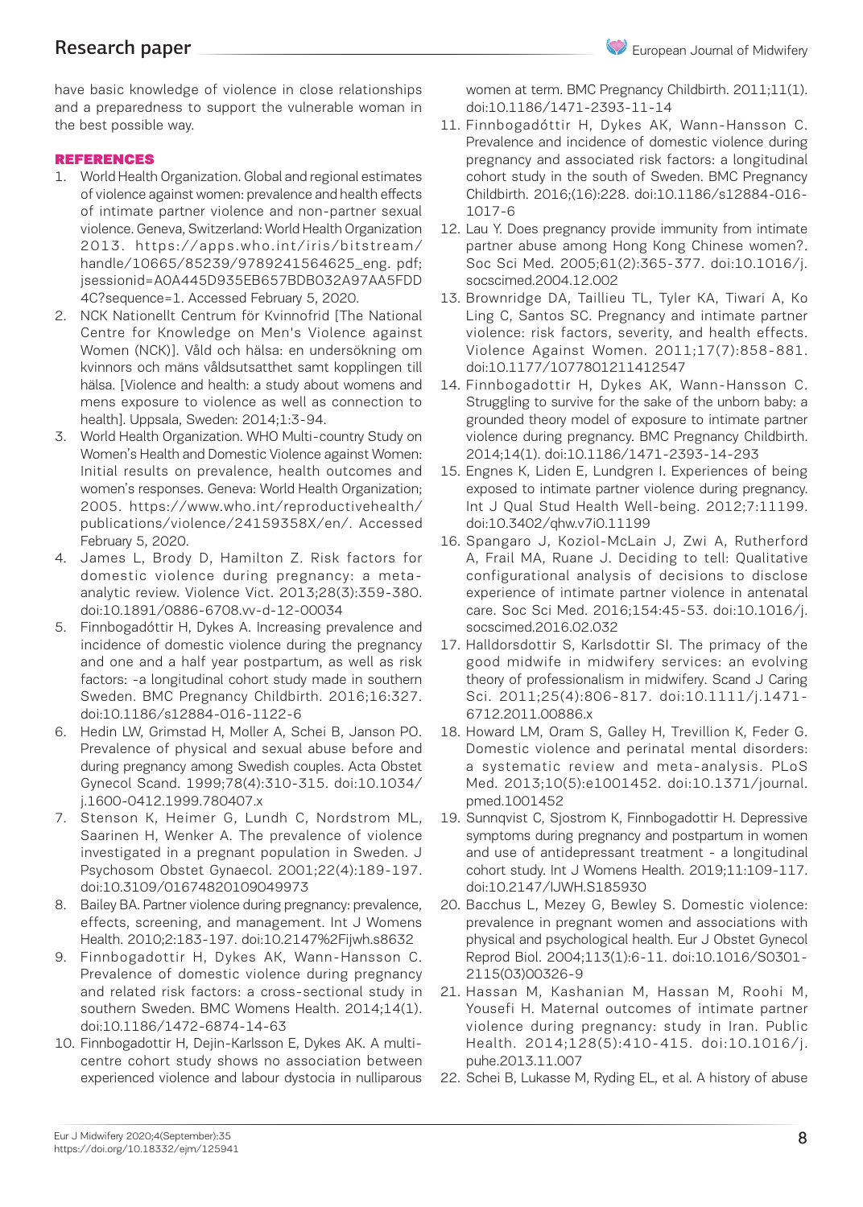have basic knowledge of violence in close relationships and a preparedness to support the vulnerable woman in the best possible way.

## REFERENCES

1. World Health Organization. Global and regional estimates of violence against women: prevalence and health effects of intimate partner violence and non-partner sexual violence. Geneva, Switzerland: World Health Organization 2013. https://apps.who.int/iris/bitstream/handle/10665/85239/9789241564625_eng.pdf;jsessionid=A0A445D935EB657BDB032A97AA5FDD4C?sequence=1. Accessed February 5, 2020.
2. NCK Nationellt Centrum för Kvinnofrid [The National Centre for Knowledge on Men's Violence against Women (NCK)]. Våld och hälsa: en undersökning om kvinnors och mäns våldsutsatthet samt kopplingen till hälsa. [Violence and health: a study about womens and mens exposure to violence as well as connection to health]. Uppsala, Sweden: 2014;1:3-94.
3. World Health Organization. WHO Multi-country Study on Women's Health and Domestic Violence against Women: Initial results on prevalence, health outcomes and women's responses. Geneva: World Health Organization; 2005. https://www.who.int/reproductivehealth/publications/violence/24159358X/en/. Accessed February 5, 2020.
4. James L, Brody D, Hamilton Z. Risk factors for domestic violence during pregnancy: a meta-analytic review. Violence Vict. 2013;28(3):359-380. doi:10.1891/0886-6708.vv-d-12-00034
5. Finnbogadóttir H, Dykes A. Increasing prevalence and incidence of domestic violence during the pregnancy and one and a half year postpartum, as well as risk factors: -a longitudinal cohort study made in southern Sweden. BMC Pregnancy Childbirth. 2016;16:327. doi:10.1186/s12884-016-1122-6
6. Hedin LW, Grimstad H, Moller A, Schei B, Janson PO. Prevalence of physical and sexual abuse before and during pregnancy among Swedish couples. Acta Obstet Gynecol Scand. 1999;78(4):310-315. doi:10.1034/j.1600-0412.1999.780407.x
7. Stenson K, Heimer G, Lundh C, Nordstrom ML, Saarinen H, Wenker A. The prevalence of violence investigated in a pregnant population in Sweden. J Psychosom Obstet Gynaecol. 2001;22(4):189-197. doi:10.3109/01674820109049973
8. Bailey BA. Partner violence during pregnancy: prevalence, effects, screening, and management. Int J Womens Health. 2010;2:183-197. doi:10.2147%2Fijwh.s8632
9. Finnbogadottir H, Dykes AK, Wann-Hansson C. Prevalence of domestic violence during pregnancy and related risk factors: a cross-sectional study in southern Sweden. BMC Womens Health. 2014;14(1). doi:10.1186/1472-6874-14-63
10. Finnbogadottir H, Dejin-Karlsson E, Dykes AK. A multi-centre cohort study shows no association between experienced violence and labour dystocia in nulliparous women at term. BMC Pregnancy Childbirth. 2011;11(1). doi:10.1186/1471-2393-11-14
11. Finnbogadóttir H, Dykes AK, Wann-Hansson C. Prevalence and incidence of domestic violence during pregnancy and associated risk factors: a longitudinal cohort study in the south of Sweden. BMC Pregnancy Childbirth. 2016;(16):228. doi:10.1186/s12884-016-1017-6
12. Lau Y. Does pregnancy provide immunity from intimate partner abuse among Hong Kong Chinese women?. Soc Sci Med. 2005;61(2):365-377. doi:10.1016/j.socscimed.2004.12.002
13. Brownridge DA, Taillieu TL, Tyler KA, Tiwari A, Ko Ling C, Santos SC. Pregnancy and intimate partner violence: risk factors, severity, and health effects. Violence Against Women. 2011;17(7):858-881. doi:10.1177/1077801211412547
14. Finnbogadottir H, Dykes AK, Wann-Hansson C. Struggling to survive for the sake of the unborn baby: a grounded theory model of exposure to intimate partner violence during pregnancy. BMC Pregnancy Childbirth. 2014;14(1). doi:10.1186/1471-2393-14-293
15. Engnes K, Liden E, Lundgren I. Experiences of being exposed to intimate partner violence during pregnancy. Int J Qual Stud Health Well-being. 2012;7:11199. doi:10.3402/qhw.v7i0.11199
16. Spangaro J, Koziol-McLain J, Zwi A, Rutherford A, Frail MA, Ruane J. Deciding to tell: Qualitative configurational analysis of decisions to disclose experience of intimate partner violence in antenatal care. Soc Sci Med. 2016;154:45-53. doi:10.1016/j.socscimed.2016.02.032
17. Halldorsdottir S, Karlsdottir SI. The primacy of the good midwife in midwifery services: an evolving theory of professionalism in midwifery. Scand J Caring Sci. 2011;25(4):806-817. doi:10.1111/j.1471-6712.2011.00886.x
18. Howard LM, Oram S, Galley H, Trevillion K, Feder G. Domestic violence and perinatal mental disorders: a systematic review and meta-analysis. PLoS Med. 2013;10(5):e1001452. doi:10.1371/journal.pmed.1001452
19. Sunnqvist C, Sjostrom K, Finnbogadottir H. Depressive symptoms during pregnancy and postpartum in women and use of antidepressant treatment - a longitudinal cohort study. Int J Womens Health. 2019;11:109-117. doi:10.2147/IJWH.S185930
20. Bacchus L, Mezey G, Bewley S. Domestic violence: prevalence in pregnant women and associations with physical and psychological health. Eur J Obstet Gynecol Reprod Biol. 2004;113(1):6-11. doi:10.1016/S0301-2115(03)00326-9
21. Hassan M, Kashanian M, Hassan M, Roohi M, Yousefi H. Maternal outcomes of intimate partner violence during pregnancy: study in Iran. Public Health. 2014;128(5):410-415. doi:10.1016/j.puhe.2013.11.007
22. Schei B, Lukasse M, Ryding EL, et al. A history of abuse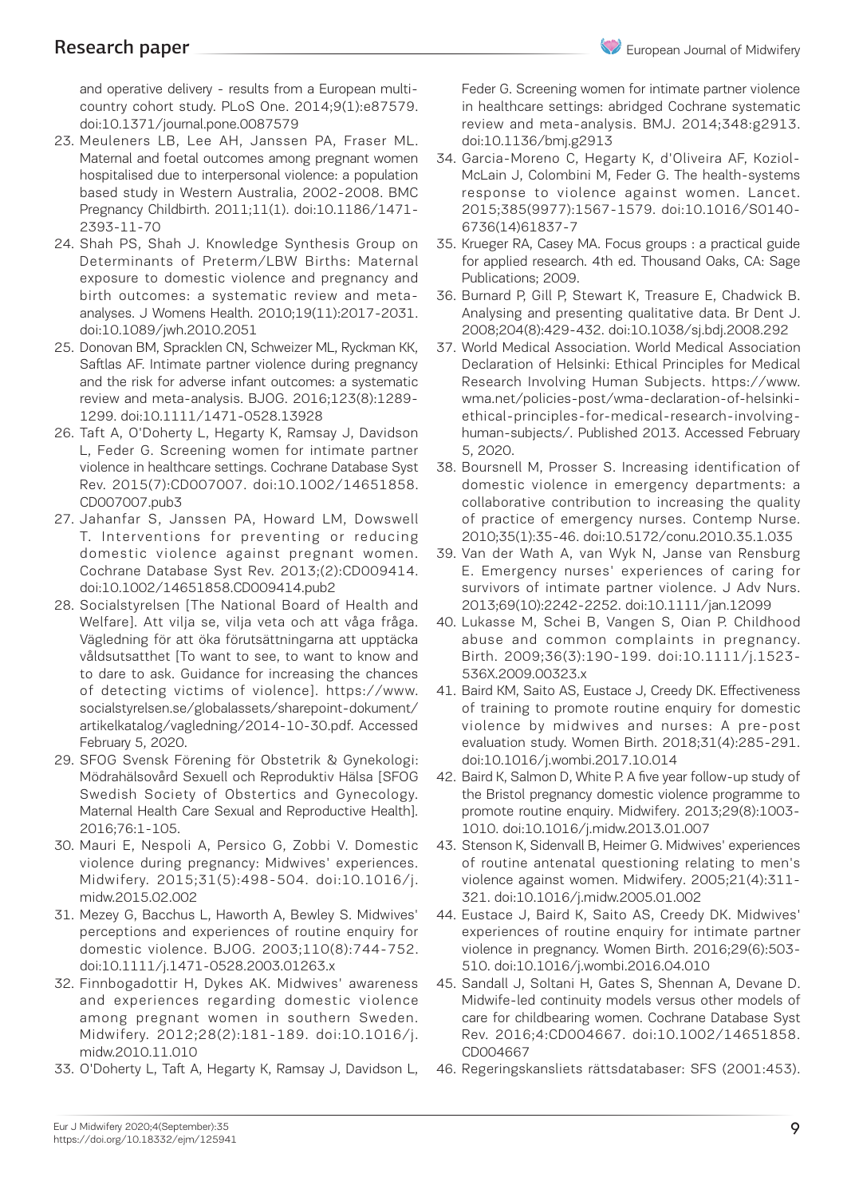and operative delivery - results from a European multi-country cohort study. PLoS One. 2014;9(1):e87579. doi:10.1371/journal.pone.0087579

23. Meuleners LB, Lee AH, Janssen PA, Fraser ML. Maternal and foetal outcomes among pregnant women hospitalised due to interpersonal violence: a population based study in Western Australia, 2002-2008. BMC Pregnancy Childbirth. 2011;11(1). doi:10.1186/1471-2393-11-70
24. Shah PS, Shah J. Knowledge Synthesis Group on Determinants of Preterm/LBW Births: Maternal exposure to domestic violence and pregnancy and birth outcomes: a systematic review and meta-analyses. J Womens Health. 2010;19(11):2017-2031. doi:10.1089/jwh.2010.2051
25. Donovan BM, Spracklen CN, Schweizer ML, Ryckman KK, Saftlas AF. Intimate partner violence during pregnancy and the risk for adverse infant outcomes: a systematic review and meta-analysis. BJOG. 2016;123(8):1289-1299. doi:10.1111/1471-0528.13928
26. Taft A, O'Doherty L, Hegarty K, Ramsay J, Davidson L, Feder G. Screening women for intimate partner violence in healthcare settings. Cochrane Database Syst Rev. 2015(7):CD007007. doi:10.1002/14651858.CD007007.pub3
27. Jahanfar S, Janssen PA, Howard LM, Dowswell T. Interventions for preventing or reducing domestic violence against pregnant women. Cochrane Database Syst Rev. 2013;(2):CD009414. doi:10.1002/14651858.CD009414.pub2
28. Socialstyrelsen [The National Board of Health and Welfare]. Att vilja se, vilja veta och att våga fråga. Vägledning för att öka förutsättningarna att upptäcka våldsutsatthet [To want to see, to want to know and to dare to ask. Guidance for increasing the chances of detecting victims of violence]. https://www.socialstyrelsen.se/globalassets/sharepoint-dokument/artikelkatalog/vagledning/2014-10-30.pdf. Accessed February 5, 2020.
29. SFOG Svensk Förening för Obstetrik & Gynekologi: Mödrahälsovård Sexuell och Reproduktiv Hälsa [SFOG Swedish Society of Obstertics and Gynecology. Maternal Health Care Sexual and Reproductive Health]. 2016;76:1-105.
30. Mauri E, Nespoli A, Persico G, Zobbi V. Domestic violence during pregnancy: Midwives' experiences. Midwifery. 2015;31(5):498-504. doi:10.1016/j.midw.2015.02.002
31. Mezey G, Bacchus L, Haworth A, Bewley S. Midwives' perceptions and experiences of routine enquiry for domestic violence. BJOG. 2003;110(8):744-752. doi:10.1111/j.1471-0528.2003.01263.x
32. Finnbogadottir H, Dykes AK. Midwives' awareness and experiences regarding domestic violence among pregnant women in southern Sweden. Midwifery. 2012;28(2):181-189. doi:10.1016/j.midw.2010.11.010
33. O'Doherty L, Taft A, Hegarty K, Ramsay J, Davidson L, Feder G. Screening women for intimate partner violence in healthcare settings: abridged Cochrane systematic review and meta-analysis. BMJ. 2014;348:g2913. doi:10.1136/bmj.g2913
34. Garcia-Moreno C, Hegarty K, d'Oliveira AF, Koziol-McLain J, Colombini M, Feder G. The health-systems response to violence against women. Lancet. 2015;385(9977):1567-1579. doi:10.1016/S0140-6736(14)61837-7
35. Krueger RA, Casey MA. Focus groups : a practical guide for applied research. 4th ed. Thousand Oaks, CA: Sage Publications; 2009.
36. Burnard P, Gill P, Stewart K, Treasure E, Chadwick B. Analysing and presenting qualitative data. Br Dent J. 2008;204(8):429-432. doi:10.1038/sj.bdj.2008.292
37. World Medical Association. World Medical Association Declaration of Helsinki: Ethical Principles for Medical Research Involving Human Subjects. https://www.wma.net/policies-post/wma-declaration-of-helsinki-ethical-principles-for-medical-research-involving-human-subjects/. Published 2013. Accessed February 5, 2020.
38. Boursnell M, Prosser S. Increasing identification of domestic violence in emergency departments: a collaborative contribution to increasing the quality of practice of emergency nurses. Contemp Nurse. 2010;35(1):35-46. doi:10.5172/conu.2010.35.1.035
39. Van der Wath A, van Wyk N, Janse van Rensburg E. Emergency nurses' experiences of caring for survivors of intimate partner violence. J Adv Nurs. 2013;69(10):2242-2252. doi:10.1111/jan.12099
40. Lukasse M, Schei B, Vangen S, Oian P. Childhood abuse and common complaints in pregnancy. Birth. 2009;36(3):190-199. doi:10.1111/j.1523-536X.2009.00323.x
41. Baird KM, Saito AS, Eustace J, Creedy DK. Effectiveness of training to promote routine enquiry for domestic violence by midwives and nurses: A pre-post evaluation study. Women Birth. 2018;31(4):285-291. doi:10.1016/j.wombi.2017.10.014
42. Baird K, Salmon D, White P. A five year follow-up study of the Bristol pregnancy domestic violence programme to promote routine enquiry. Midwifery. 2013;29(8):1003-1010. doi:10.1016/j.midw.2013.01.007
43. Stenson K, Sidenvall B, Heimer G. Midwives' experiences of routine antenatal questioning relating to men's violence against women. Midwifery. 2005;21(4):311-321. doi:10.1016/j.midw.2005.01.002
44. Eustace J, Baird K, Saito AS, Creedy DK. Midwives' experiences of routine enquiry for intimate partner violence in pregnancy. Women Birth. 2016;29(6):503-510. doi:10.1016/j.wombi.2016.04.010
45. Sandall J, Soltani H, Gates S, Shennan A, Devane D. Midwife-led continuity models versus other models of care for childbearing women. Cochrane Database Syst Rev. 2016;4:CD004667. doi:10.1002/14651858.CD004667
46. Regeringskansliets rättsdatabaser: SFS (2001:453).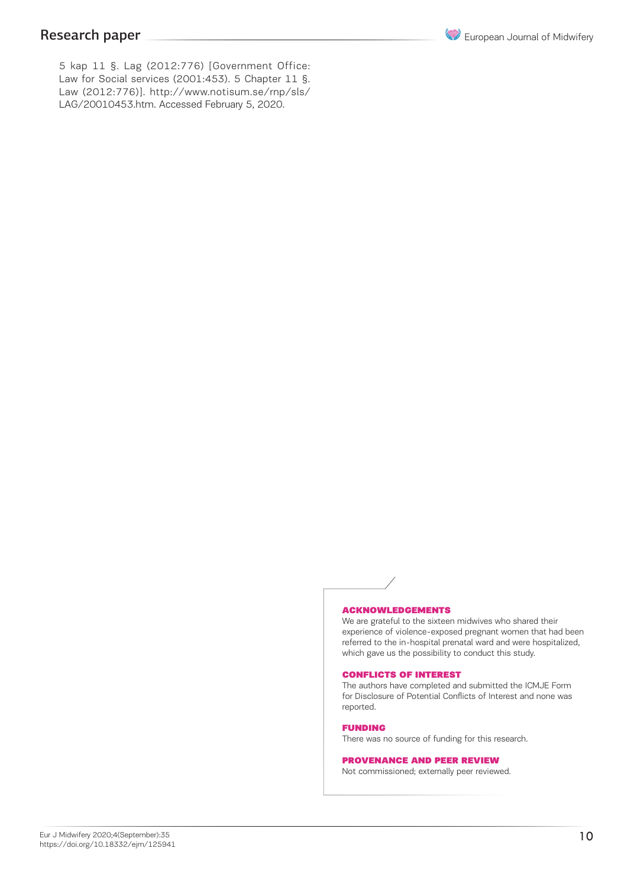5 kap 11 §. Lag (2012:776) [Government Office: Law for Social services (2001:453). 5 Chapter 11 §. Law (2012:776)]. http://www.notisum.se/rnp/sls/LAG/20010453.htm. Accessed February 5, 2020.

## ACKNOWLEDGEMENTS

We are grateful to the sixteen midwives who shared their experience of violence-exposed pregnant women that had been referred to the in-hospital prenatal ward and were hospitalized, which gave us the possibility to conduct this study.

## CONFLICTS OF INTEREST

The authors have completed and submitted the ICMJE Form for Disclosure of Potential Conflicts of Interest and none was reported.

## FUNDING

There was no source of funding for this research.

## PROVENANCE AND PEER REVIEW

Not commissioned; externally peer reviewed.